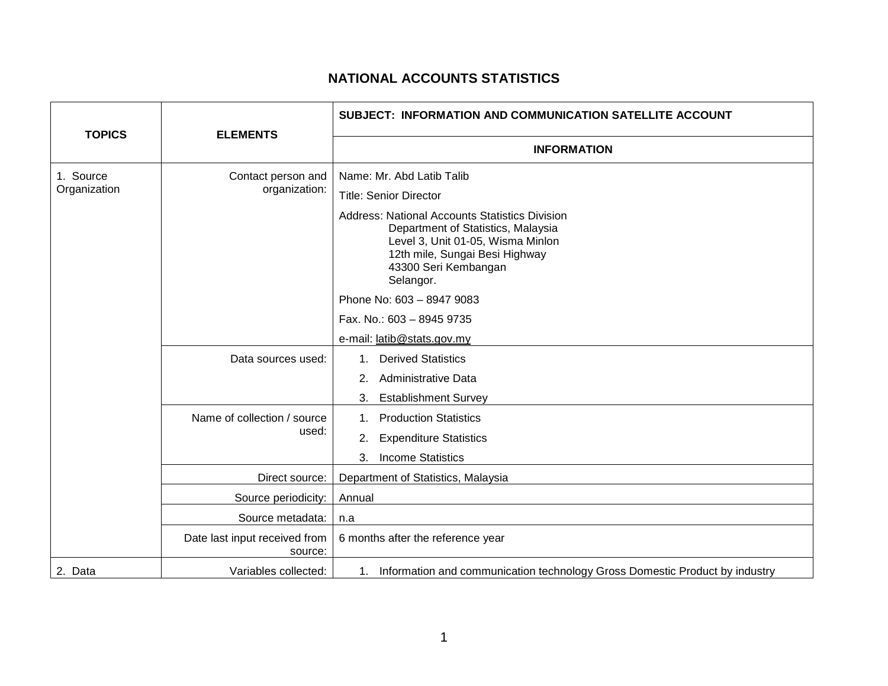# NATIONAL ACCOUNTS STATISTICS

| TOPICS | ELEMENTS | SUBJECT: INFORMATION AND COMMUNICATION SATELLITE ACCOUNT |
|---|---|---|
| | | **INFORMATION** |
| 1. Source Organization | Contact person and organization: | Name: Mr. Abd Latib Talib<br>Title: Senior Director<br>Address: National Accounts Statistics Division<br>Department of Statistics, Malaysia<br>Level 3, Unit 01-05, Wisma Minlon<br>12th mile, Sungai Besi Highway<br>43300 Seri Kembangan<br>Selangor.<br>Phone No: 603 – 8947 9083<br>Fax. No.: 603 – 8945 9735<br>e-mail: latib@stats.gov.my |
| | Data sources used: | 1. Derived Statistics<br>2. Administrative Data<br>3. Establishment Survey |
| | Name of collection / source used: | 1. Production Statistics<br>2. Expenditure Statistics<br>3. Income Statistics |
| | Direct source: | Department of Statistics, Malaysia |
| | Source periodicity: | Annual |
| | Source metadata: | n.a |
| | Date last input received from source: | 6 months after the reference year |
| 2. Data | Variables collected: | 1. Information and communication technology Gross Domestic Product by industry |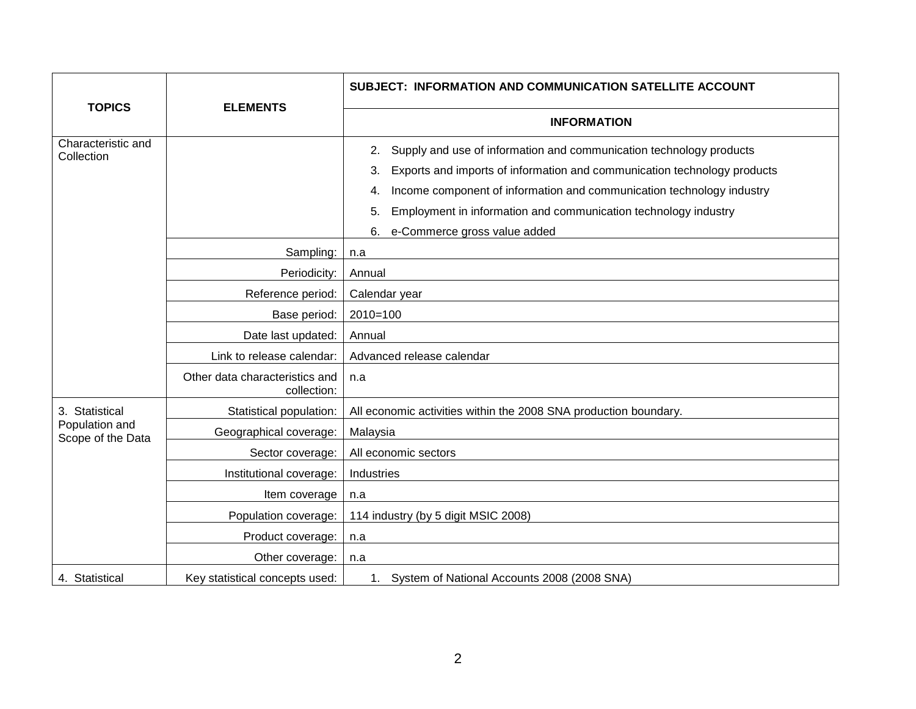| TOPICS | ELEMENTS | SUBJECT: INFORMATION AND COMMUNICATION SATELLITE ACCOUNT |
|---|---|---|
| | | **INFORMATION** |
| Characteristic and Collection | | 2. Supply and use of information and communication technology products<br>3. Exports and imports of information and communication technology products<br>4. Income component of information and communication technology industry<br>5. Employment in information and communication technology industry<br>6. e-Commerce gross value added |
| | Sampling: | n.a |
| | Periodicity: | Annual |
| | Reference period: | Calendar year |
| | Base period: | 2010=100 |
| | Date last updated: | Annual |
| | Link to release calendar: | Advanced release calendar |
| | Other data characteristics and collection: | n.a |
| 3. Statistical Population and Scope of the Data | Statistical population: | All economic activities within the 2008 SNA production boundary. |
| | Geographical coverage: | Malaysia |
| | Sector coverage: | All economic sectors |
| | Institutional coverage: | Industries |
| | Item coverage | n.a |
| | Population coverage: | 114 industry (by 5 digit MSIC 2008) |
| | Product coverage: | n.a |
| | Other coverage: | n.a |
| 4. Statistical | Key statistical concepts used: | 1. System of National Accounts 2008 (2008 SNA) |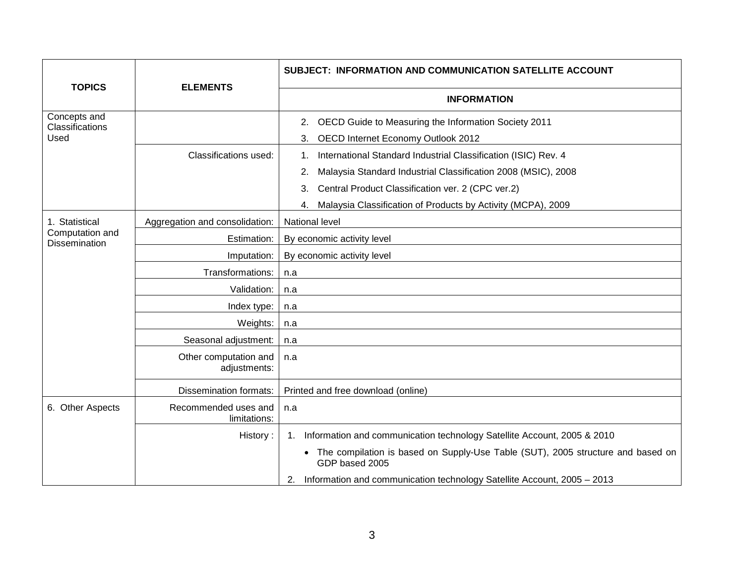| TOPICS | ELEMENTS | SUBJECT: INFORMATION AND COMMUNICATION SATELLITE ACCOUNT |
|---|---|---|
| | | **INFORMATION** |
| Concepts and Classifications Used | | 2. OECD Guide to Measuring the Information Society 2011<br>3. OECD Internet Economy Outlook 2012 |
| | Classifications used: | 1. International Standard Industrial Classification (ISIC) Rev. 4<br>2. Malaysia Standard Industrial Classification 2008 (MSIC), 2008<br>3. Central Product Classification ver. 2 (CPC ver.2)<br>4. Malaysia Classification of Products by Activity (MCPA), 2009 |
| 1. Statistical Computation and Dissemination | Aggregation and consolidation: | National level |
| | Estimation: | By economic activity level |
| | Imputation: | By economic activity level |
| | Transformations: | n.a |
| | Validation: | n.a |
| | Index type: | n.a |
| | Weights: | n.a |
| | Seasonal adjustment: | n.a |
| | Other computation and adjustments: | n.a |
| | Dissemination formats: | Printed and free download (online) |
| 6. Other Aspects | Recommended uses and limitations: | n.a |
| | History : | 1. Information and communication technology Satellite Account, 2005 & 2010<br>• The compilation is based on Supply-Use Table (SUT), 2005 structure and based on GDP based 2005<br>2. Information and communication technology Satellite Account, 2005 – 2013 |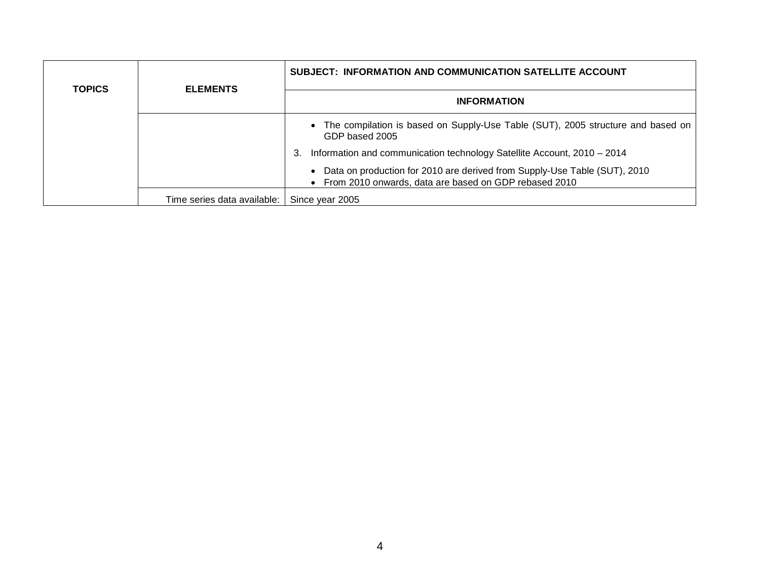| TOPICS | ELEMENTS | SUBJECT: INFORMATION AND COMMUNICATION SATELLITE ACCOUNT |
|---|---|---|
| | | **INFORMATION** |
| | | • The compilation is based on Supply-Use Table (SUT), 2005 structure and based on GDP based 2005<br>3. Information and communication technology Satellite Account, 2010 – 2014<br>• Data on production for 2010 are derived from Supply-Use Table (SUT), 2010<br>• From 2010 onwards, data are based on GDP rebased 2010 |
| | Time series data available: | Since year 2005 |